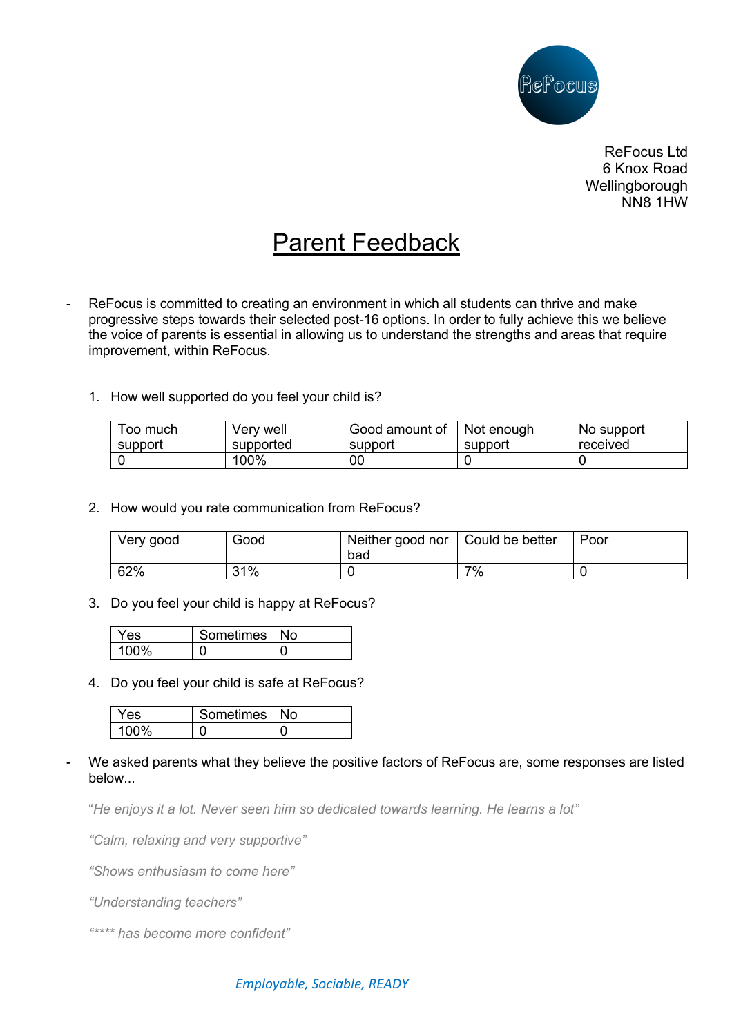ReFocus

ReFocus Ltd
6 Knox Road
Wellingborough
NN8 1HW

# Parent Feedback

- ReFocus is committed to creating an environment in which all students can thrive and make progressive steps towards their selected post-16 options. In order to fully achieve this we believe the voice of parents is essential in allowing us to understand the strengths and areas that require improvement, within ReFocus.

1. How well supported do you feel your child is?

| Too much support | Very well supported | Good amount of support | Not enough support | No support received |
|---|---|---|---|---|
| 0 | 100% | 00 | 0 | 0 |

2. How would you rate communication from ReFocus?

| Very good | Good | Neither good nor bad | Could be better | Poor |
|---|---|---|---|---|
| 62% | 31% | 0 | 7% | 0 |

3. Do you feel your child is happy at ReFocus?

| Yes | Sometimes | No |
|---|---|---|
| 100% | 0 | 0 |

4. Do you feel your child is safe at ReFocus?

| Yes | Sometimes | No |
|---|---|---|
| 100% | 0 | 0 |

- We asked parents what they believe the positive factors of ReFocus are, some responses are listed below...

*"He enjoys it a lot. Never seen him so dedicated towards learning. He learns a lot"*

*"Calm, relaxing and very supportive"*

*"Shows enthusiasm to come here"*

*"Understanding teachers"*

*"**** has become more confident"*

*Employable, Sociable, READY*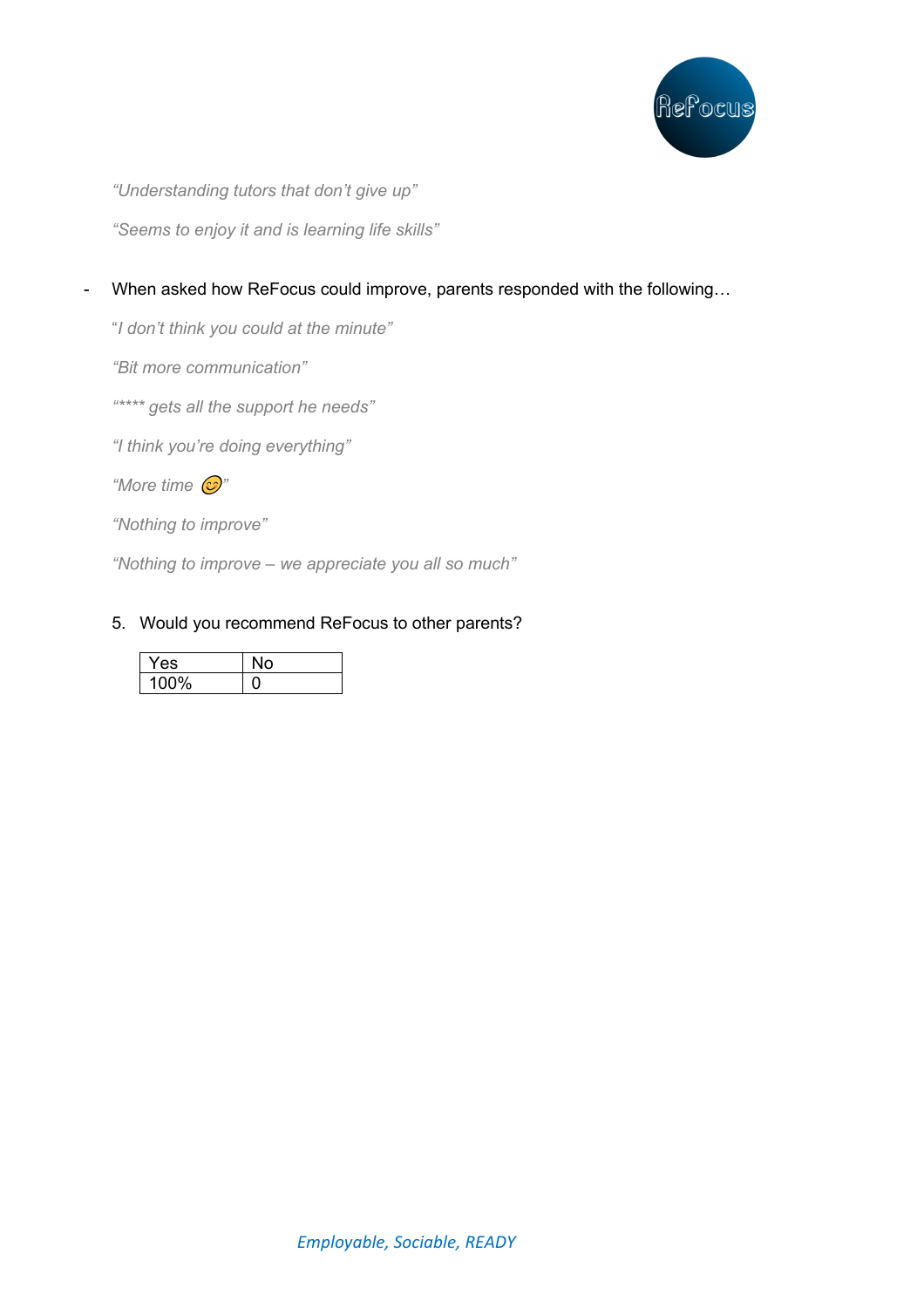*"Understanding tutors that don't give up"*

*"Seems to enjoy it and is learning life skills"*

- When asked how ReFocus could improve, parents responded with the following…

  *"I don't think you could at the minute"*

  *"Bit more communication"*

  *"**** gets all the support he needs"*

  *"I think you're doing everything"*

  *"More time 😊"*

  *"Nothing to improve"*

  *"Nothing to improve – we appreciate you all so much"*

5. Would you recommend ReFocus to other parents?

| Yes | No |
| --- | --- |
| 100% | 0 |

*Employable, Sociable, READY*